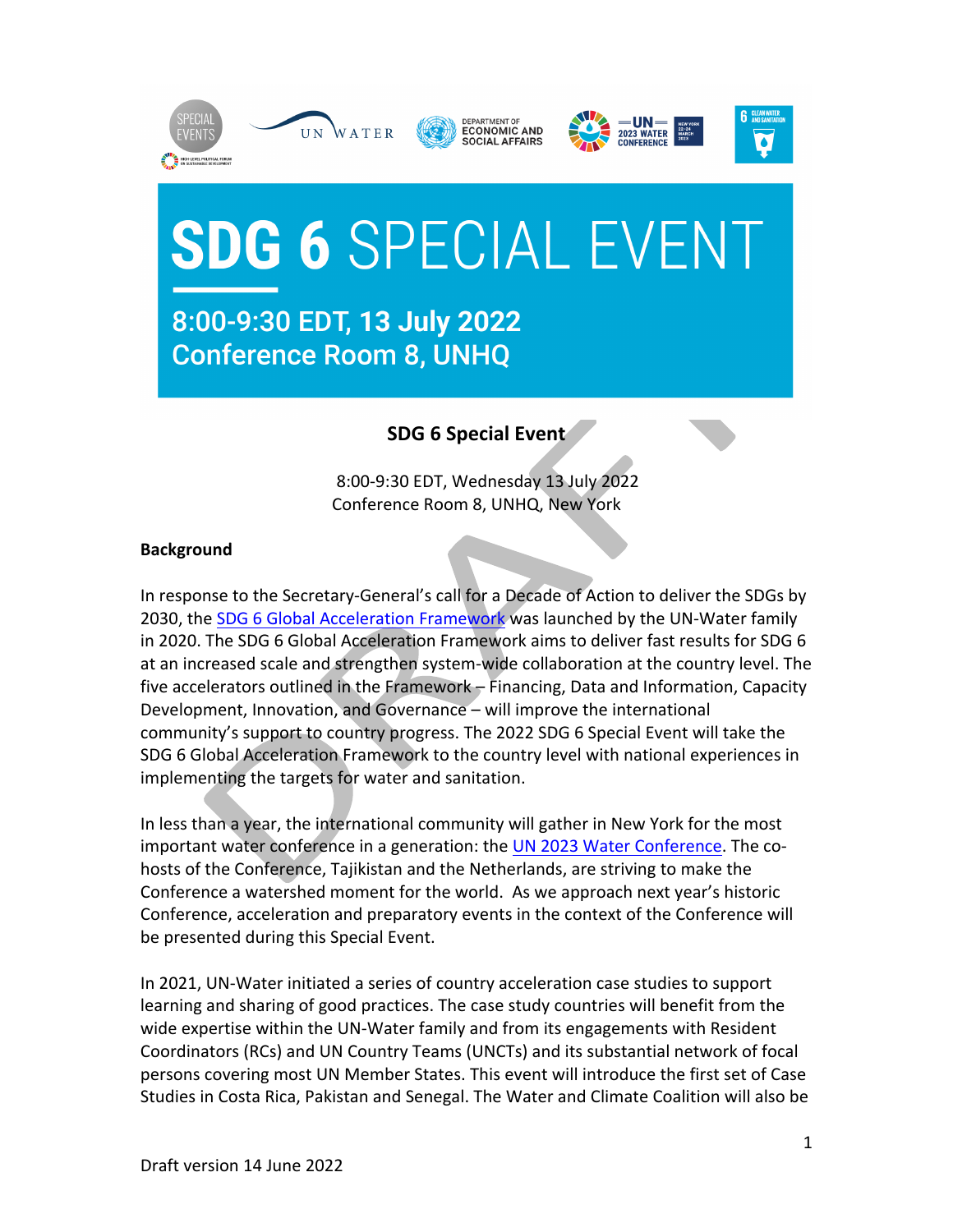# SDG 6 SPECIAL EVENT

**8:00-9:30 EDT, 13 July 2022**
**Conference Room 8, UNHQ**

## SDG 6 Special Event

8:00-9:30 EDT, Wednesday 13 July 2022
Conference Room 8, UNHQ, New York

### Background

In response to the Secretary-General's call for a Decade of Action to deliver the SDGs by 2030, the [SDG 6 Global Acceleration Framework]() was launched by the UN-Water family in 2020. The SDG 6 Global Acceleration Framework aims to deliver fast results for SDG 6 at an increased scale and strengthen system-wide collaboration at the country level. The five accelerators outlined in the Framework – Financing, Data and Information, Capacity Development, Innovation, and Governance – will improve the international community's support to country progress. The 2022 SDG 6 Special Event will take the SDG 6 Global Acceleration Framework to the country level with national experiences in implementing the targets for water and sanitation.

In less than a year, the international community will gather in New York for the most important water conference in a generation: the [UN 2023 Water Conference](). The co-hosts of the Conference, Tajikistan and the Netherlands, are striving to make the Conference a watershed moment for the world. As we approach next year's historic Conference, acceleration and preparatory events in the context of the Conference will be presented during this Special Event.

In 2021, UN-Water initiated a series of country acceleration case studies to support learning and sharing of good practices. The case study countries will benefit from the wide expertise within the UN-Water family and from its engagements with Resident Coordinators (RCs) and UN Country Teams (UNCTs) and its substantial network of focal persons covering most UN Member States. This event will introduce the first set of Case Studies in Costa Rica, Pakistan and Senegal. The Water and Climate Coalition will also be

Draft version 14 June 2022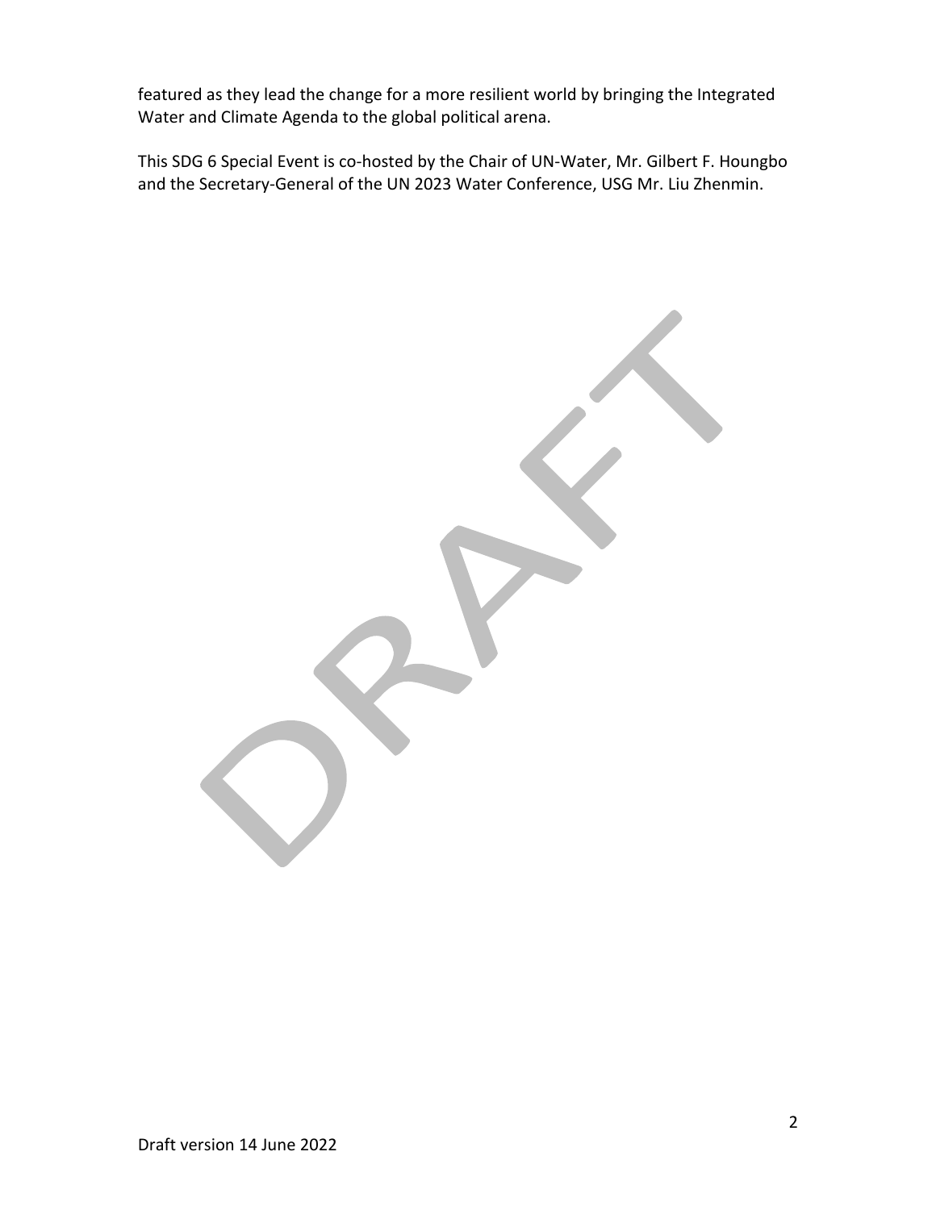featured as they lead the change for a more resilient world by bringing the Integrated Water and Climate Agenda to the global political arena.

This SDG 6 Special Event is co-hosted by the Chair of UN-Water, Mr. Gilbert F. Houngbo and the Secretary-General of the UN 2023 Water Conference, USG Mr. Liu Zhenmin.